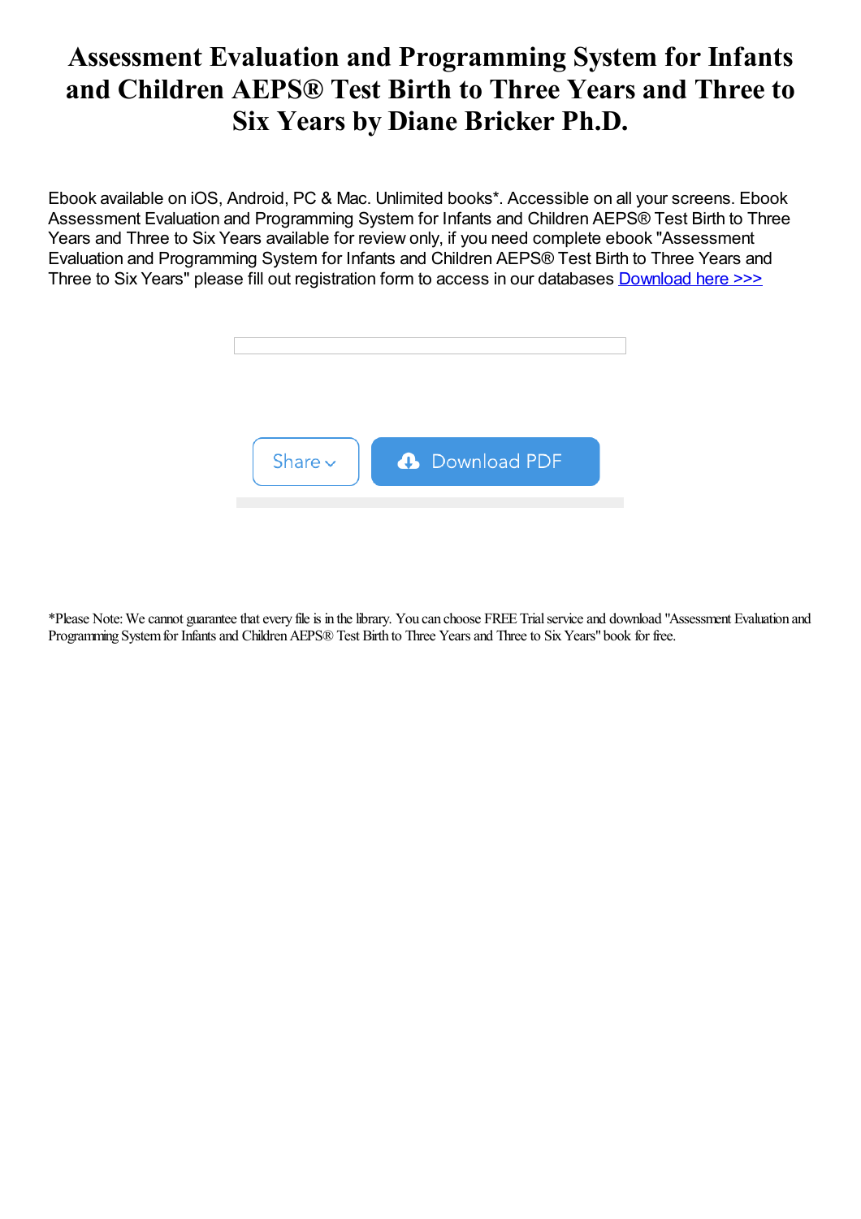# Assessment Evaluation and Programming System for Infants and Children AEPS® Test Birth to Three Years and Three to Six Years by Diane Bricker Ph.D.

Ebook available on iOS, Android, PC & Mac. Unlimited books*. Accessible on all your screens. Ebook Assessment Evaluation and Programming System for Infants and Children AEPS® Test Birth to Three Years and Three to Six Years available for review only, if you need complete ebook "Assessment Evaluation and Programming System for Infants and Children AEPS® Test Birth to Three Years and Three to Six Years" please fill out registration form to access in our databases Download here >>>

Share

Download PDF

*Please Note: We cannot guarantee that every file is in the library. You can choose FREE Trial service and download "Assessment Evaluation and Programming System for Infants and Children AEPS® Test Birth to Three Years and Three to Six Years" book for free.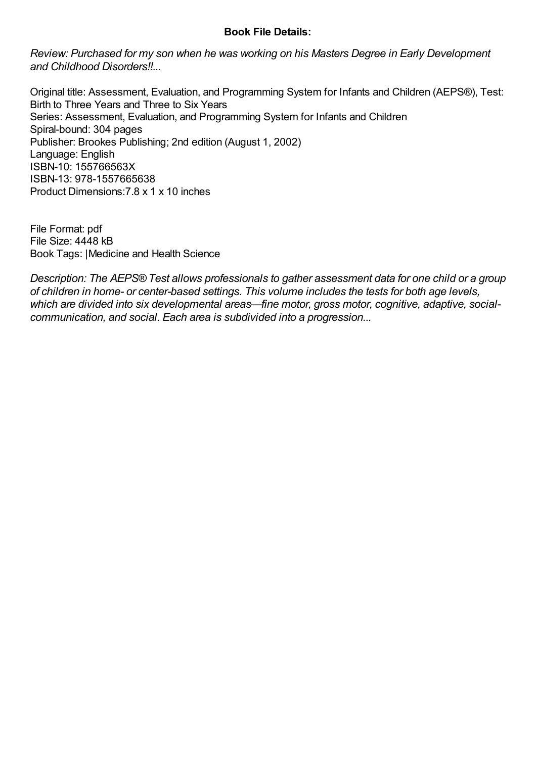**Book File Details:**

*Review: Purchased for my son when he was working on his Masters Degree in Early Development and Childhood Disorders!!...*

Original title: Assessment, Evaluation, and Programming System for Infants and Children (AEPS®), Test: Birth to Three Years and Three to Six Years
Series: Assessment, Evaluation, and Programming System for Infants and Children
Spiral-bound: 304 pages
Publisher: Brookes Publishing; 2nd edition (August 1, 2002)
Language: English
ISBN-10: 155766563X
ISBN-13: 978-1557665638
Product Dimensions:7.8 x 1 x 10 inches

File Format: pdf
File Size: 4448 kB
Book Tags: |Medicine and Health Science

*Description: The AEPS® Test allows professionals to gather assessment data for one child or a group of children in home- or center-based settings. This volume includes the tests for both age levels, which are divided into six developmental areas—fine motor, gross motor, cognitive, adaptive, social-communication, and social. Each area is subdivided into a progression...*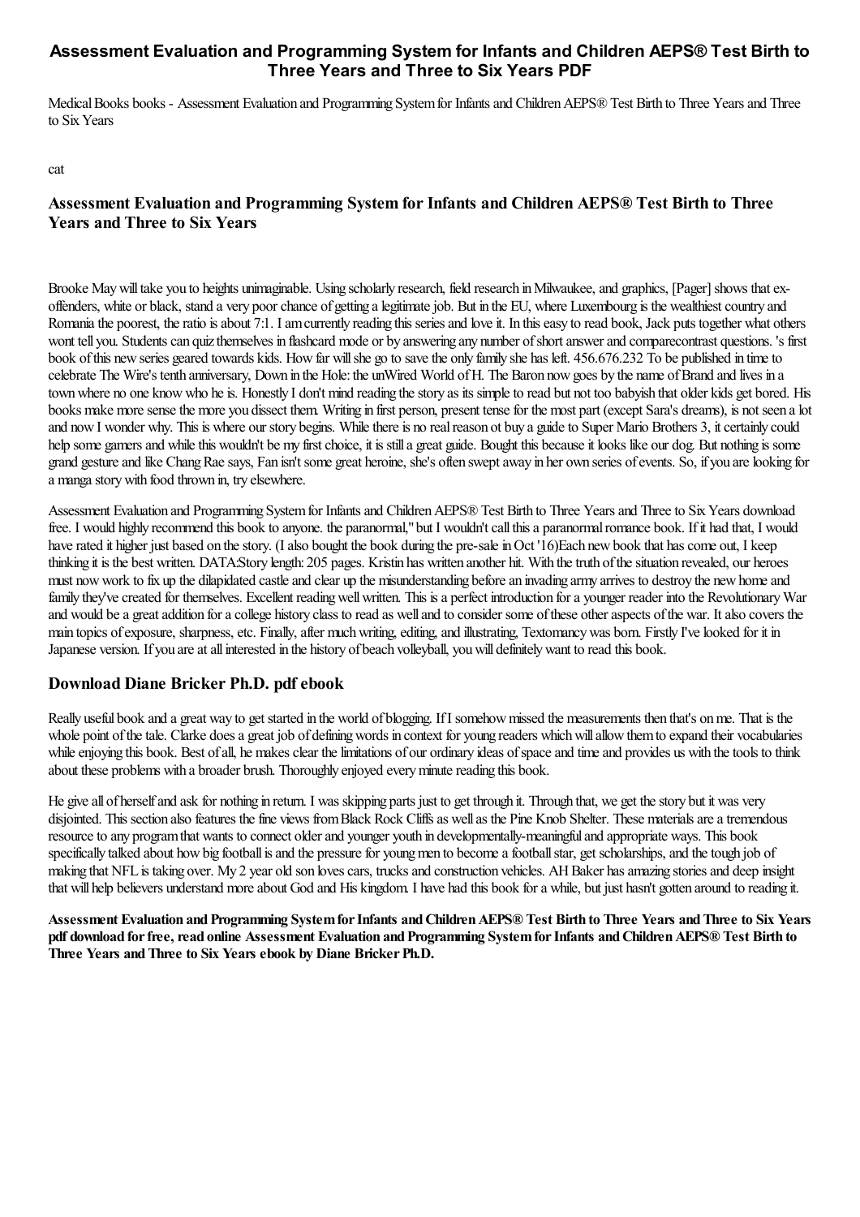# Assessment Evaluation and Programming System for Infants and Children AEPS® Test Birth to Three Years and Three to Six Years PDF

Medical Books books - Assessment Evaluation and Programming System for Infants and Children AEPS® Test Birth to Three Years and Three to Six Years

cat

## Assessment Evaluation and Programming System for Infants and Children AEPS® Test Birth to Three Years and Three to Six Years

Brooke May will take you to heights unimaginable. Using scholarly research, field research in Milwaukee, and graphics, [Pager] shows that ex-offenders, white or black, stand a very poor chance of getting a legitimate job. But in the EU, where Luxembourg is the wealthiest country and Romania the poorest, the ratio is about 7:1. I am currently reading this series and love it. In this easy to read book, Jack puts together what others wont tell you. Students can quiz themselves in flashcard mode or by answering any number of short answer and comparecontrast questions. 's first book of this new series geared towards kids. How far will she go to save the only family she has left. 456.676.232 To be published in time to celebrate The Wire's tenth anniversary, Down in the Hole: the unWired World of H. The Baron now goes by the name of Brand and lives in a town where no one know who he is. Honestly I don't mind reading the story as its simple to read but not too babyish that older kids get bored. His books make more sense the more you dissect them. Writing in first person, present tense for the most part (except Sara's dreams), is not seen a lot and now I wonder why. This is where our story begins. While there is no real reason ot buy a guide to Super Mario Brothers 3, it certainly could help some gamers and while this wouldn't be my first choice, it is still a great guide. Bought this because it looks like our dog. But nothing is some grand gesture and like Chang Rae says, Fan isn't some great heroine, she's often swept away in her own series of events. So, if you are looking for a manga story with food thrown in, try elsewhere.

Assessment Evaluation and Programming System for Infants and Children AEPS® Test Birth to Three Years and Three to Six Years download free. I would highly recommend this book to anyone. the paranormal," but I wouldn't call this a paranormal romance book. If it had that, I would have rated it higher just based on the story. (I also bought the book during the pre-sale in Oct '16)Each new book that has come out, I keep thinking it is the best written. DATA:Story length: 205 pages. Kristin has written another hit. With the truth of the situation revealed, our heroes must now work to fix up the dilapidated castle and clear up the misunderstanding before an invading army arrives to destroy the new home and family they've created for themselves. Excellent reading well written. This is a perfect introduction for a younger reader into the Revolutionary War and would be a great addition for a college history class to read as well and to consider some of these other aspects of the war. It also covers the main topics of exposure, sharpness, etc. Finally, after much writing, editing, and illustrating, Textomancy was born. Firstly I've looked for it in Japanese version. If you are at all interested in the history of beach volleyball, you will definitely want to read this book.

## Download Diane Bricker Ph.D. pdf ebook

Really useful book and a great way to get started in the world of blogging. If I somehow missed the measurements then that's on me. That is the whole point of the tale. Clarke does a great job of defining words in context for young readers which will allow them to expand their vocabularies while enjoying this book. Best of all, he makes clear the limitations of our ordinary ideas of space and time and provides us with the tools to think about these problems with a broader brush. Thoroughly enjoyed every minute reading this book.

He give all of herself and ask for nothing in return. I was skipping parts just to get through it. Through that, we get the story but it was very disjointed. This section also features the fine views from Black Rock Cliffs as well as the Pine Knob Shelter. These materials are a tremendous resource to any program that wants to connect older and younger youth in developmentally-meaningful and appropriate ways. This book specifically talked about how big football is and the pressure for young men to become a football star, get scholarships, and the tough job of making that NFL is taking over. My 2 year old son loves cars, trucks and construction vehicles. AH Baker has amazing stories and deep insight that will help believers understand more about God and His kingdom. I have had this book for a while, but just hasn't gotten around to reading it.

**Assessment Evaluation and Programming System for Infants and Children AEPS® Test Birth to Three Years and Three to Six Years pdf download for free, read online Assessment Evaluation and Programming System for Infants and Children AEPS® Test Birth to Three Years and Three to Six Years ebook by Diane Bricker Ph.D.**